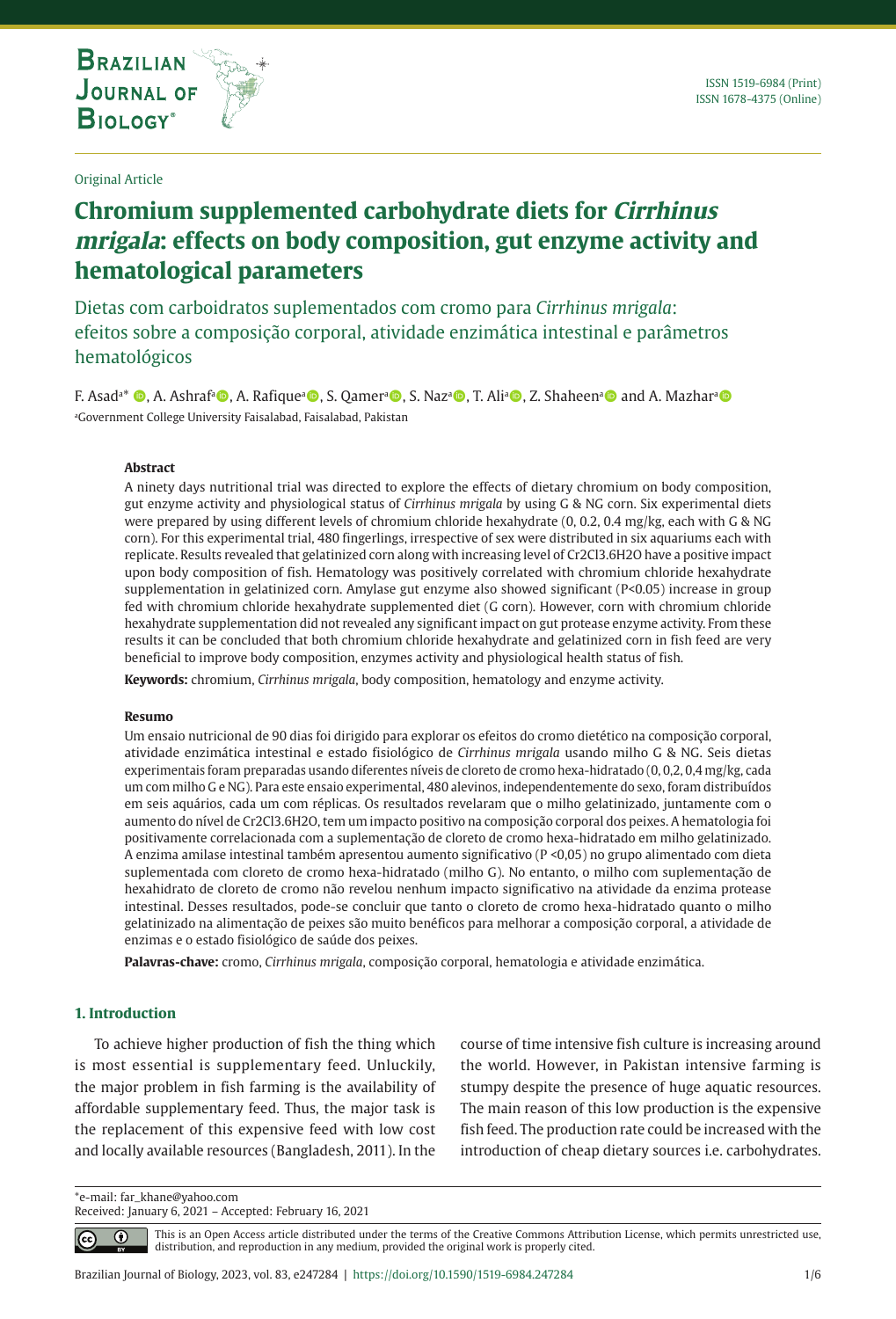Original Article

# Chromium supplemented carbohydrate diets for *Cirrhinus mrigala*: effects on body composition, gut enzyme activity and hematological parameters

Dietas com carboidratos suplementados com cromo para *Cirrhinus mrigala*: efeitos sobre a composição corporal, atividade enzimática intestinal e parâmetros hematológicos

F. Asad[a]*, A. Ashraf[a], A. Rafique[a], S. Qamer[a], S. Naz[a], T. Ali[a], Z. Shaheen[a] and A. Mazhar[a]

[a]Government College University Faisalabad, Faisalabad, Pakistan

### Abstract

A ninety days nutritional trial was directed to explore the effects of dietary chromium on body composition, gut enzyme activity and physiological status of *Cirrhinus mrigala* by using G & NG corn. Six experimental diets were prepared by using different levels of chromium chloride hexahydrate (0, 0.2, 0.4 mg/kg, each with G & NG corn). For this experimental trial, 480 fingerlings, irrespective of sex were distributed in six aquariums each with replicate. Results revealed that gelatinized corn along with increasing level of Cr2Cl3.6H2O have a positive impact upon body composition of fish. Hematology was positively correlated with chromium chloride hexahydrate supplementation in gelatinized corn. Amylase gut enzyme also showed significant ($P<0.05$) increase in group fed with chromium chloride hexahydrate supplemented diet (G corn). However, corn with chromium chloride hexahydrate supplementation did not revealed any significant impact on gut protease enzyme activity. From these results it can be concluded that both chromium chloride hexahydrate and gelatinized corn in fish feed are very beneficial to improve body composition, enzymes activity and physiological health status of fish.

**Keywords:** chromium, *Cirrhinus mrigala*, body composition, hematology and enzyme activity.

### Resumo

Um ensaio nutricional de 90 dias foi dirigido para explorar os efeitos do cromo dietético na composição corporal, atividade enzimática intestinal e estado fisiológico de *Cirrhinus mrigala* usando milho G & NG. Seis dietas experimentais foram preparadas usando diferentes níveis de cloreto de cromo hexa-hidratado (0, 0,2, 0,4 mg/kg, cada um com milho G e NG). Para este ensaio experimental, 480 alevinos, independentemente do sexo, foram distribuídos em seis aquários, cada um com réplicas. Os resultados revelaram que o milho gelatinizado, juntamente com o aumento do nível de Cr2Cl3.6H2O, tem um impacto positivo na composição corporal dos peixes. A hematologia foi positivamente correlacionada com a suplementação de cloreto de cromo hexa-hidratado em milho gelatinizado. A enzima amilase intestinal também apresentou aumento significativo ($P <0,05$) no grupo alimentado com dieta suplementada com cloreto de cromo hexa-hidratado (milho G). No entanto, o milho com suplementação de hexahidrato de cloreto de cromo não revelou nenhum impacto significativo na atividade da enzima protease intestinal. Desses resultados, pode-se concluir que tanto o cloreto de cromo hexa-hidratado quanto o milho gelatinizado na alimentação de peixes são muito benéficos para melhorar a composição corporal, a atividade de enzimas e o estado fisiológico de saúde dos peixes.

**Palavras-chave:** cromo, *Cirrhinus mrigala*, composição corporal, hematologia e atividade enzimática.

## 1. Introduction

To achieve higher production of fish the thing which is most essential is supplementary feed. Unluckily, the major problem in fish farming is the availability of affordable supplementary feed. Thus, the major task is the replacement of this expensive feed with low cost and locally available resources (Bangladesh, 2011). In the course of time intensive fish culture is increasing around the world. However, in Pakistan intensive farming is stumpy despite the presence of huge aquatic resources. The main reason of this low production is the expensive fish feed. The production rate could be increased with the introduction of cheap dietary sources i.e. carbohydrates.

*e-mail: far_khane@yahoo.com

Received: January 6, 2021 – Accepted: February 16, 2021

This is an Open Access article distributed under the terms of the Creative Commons Attribution License, which permits unrestricted use, distribution, and reproduction in any medium, provided the original work is properly cited.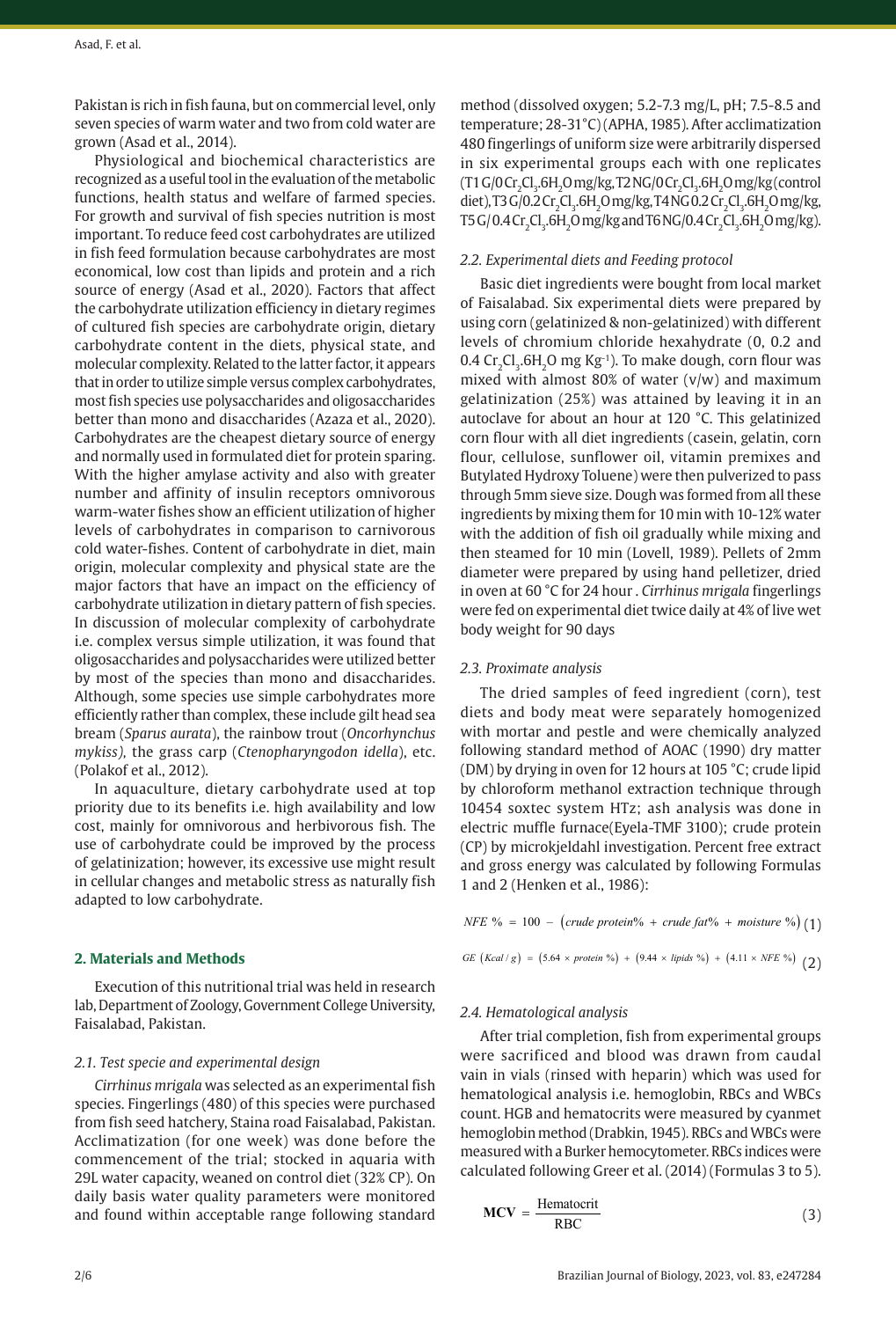Pakistan is rich in fish fauna, but on commercial level, only seven species of warm water and two from cold water are grown (Asad et al., 2014).

Physiological and biochemical characteristics are recognized as a useful tool in the evaluation of the metabolic functions, health status and welfare of farmed species. For growth and survival of fish species nutrition is most important. To reduce feed cost carbohydrates are utilized in fish feed formulation because carbohydrates are most economical, low cost than lipids and protein and a rich source of energy (Asad et al., 2020). Factors that affect the carbohydrate utilization efficiency in dietary regimes of cultured fish species are carbohydrate origin, dietary carbohydrate content in the diets, physical state, and molecular complexity. Related to the latter factor, it appears that in order to utilize simple versus complex carbohydrates, most fish species use polysaccharides and oligosaccharides better than mono and disaccharides (Azaza et al., 2020). Carbohydrates are the cheapest dietary source of energy and normally used in formulated diet for protein sparing. With the higher amylase activity and also with greater number and affinity of insulin receptors omnivorous warm-water fishes show an efficient utilization of higher levels of carbohydrates in comparison to carnivorous cold water-fishes. Content of carbohydrate in diet, main origin, molecular complexity and physical state are the major factors that have an impact on the efficiency of carbohydrate utilization in dietary pattern of fish species. In discussion of molecular complexity of carbohydrate i.e. complex versus simple utilization, it was found that oligosaccharides and polysaccharides were utilized better by most of the species than mono and disaccharides. Although, some species use simple carbohydrates more efficiently rather than complex, these include gilt head sea bream (*Sparus aurata*), the rainbow trout (*Oncorhynchus mykiss),* the grass carp (*Ctenopharyngodon idella*), etc. (Polakof et al., 2012).

In aquaculture, dietary carbohydrate used at top priority due to its benefits i.e. high availability and low cost, mainly for omnivorous and herbivorous fish. The use of carbohydrate could be improved by the process of gelatinization; however, its excessive use might result in cellular changes and metabolic stress as naturally fish adapted to low carbohydrate.

## 2. Materials and Methods

Execution of this nutritional trial was held in research lab, Department of Zoology, Government College University, Faisalabad, Pakistan.

### 2.1. Test specie and experimental design

*Cirrhinus mrigala* was selected as an experimental fish species. Fingerlings (480) of this species were purchased from fish seed hatchery, Staina road Faisalabad, Pakistan. Acclimatization (for one week) was done before the commencement of the trial; stocked in aquaria with 29L water capacity, weaned on control diet (32% CP). On daily basis water quality parameters were monitored and found within acceptable range following standard method (dissolved oxygen; 5.2-7.3 mg/L, pH; 7.5-8.5 and temperature; 28-31 °C) (APHA, 1985). After acclimatization 480 fingerlings of uniform size were arbitrarily dispersed in six experimental groups each with one replicates (T1 G/0 $Cr_2Cl_3.6H_2O$ mg/kg, T2 NG/0 $Cr_2Cl_3.6H_2O$ mg/kg (control diet), T3 G/0.2 $Cr_2Cl_3.6H_2O$ mg/kg, T4 NG 0.2 $Cr_2Cl_3.6H_2O$ mg/kg, T5 G/ 0.4 $Cr_2Cl_3.6H_2O$ mg/kg and T6 NG/0.4 $Cr_2Cl_3.6H_2O$ mg/kg).

### 2.2. Experimental diets and Feeding protocol

Basic diet ingredients were bought from local market of Faisalabad. Six experimental diets were prepared by using corn (gelatinized & non-gelatinized) with different levels of chromium chloride hexahydrate (0, 0.2 and 0.4 $Cr_2Cl_3.6H_2O$ mg $Kg^{-1}$). To make dough, corn flour was mixed with almost 80% of water (v/w) and maximum gelatinization (25%) was attained by leaving it in an autoclave for about an hour at 120 °C. This gelatinized corn flour with all diet ingredients (casein, gelatin, corn flour, cellulose, sunflower oil, vitamin premixes and Butylated Hydroxy Toluene) were then pulverized to pass through 5mm sieve size. Dough was formed from all these ingredients by mixing them for 10 min with 10-12% water with the addition of fish oil gradually while mixing and then steamed for 10 min (Lovell, 1989). Pellets of 2mm diameter were prepared by using hand pelletizer, dried in oven at 60 °C for 24 hour . *Cirrhinus mrigala* fingerlings were fed on experimental diet twice daily at 4% of live wet body weight for 90 days

### 2.3. Proximate analysis

The dried samples of feed ingredient (corn), test diets and body meat were separately homogenized with mortar and pestle and were chemically analyzed following standard method of AOAC (1990) dry matter (DM) by drying in oven for 12 hours at 105 °C; crude lipid by chloroform methanol extraction technique through 10454 soxtec system HTz; ash analysis was done in electric muffle furnace(Eyela-TMF 3100); crude protein (CP) by microkjeldahl investigation. Percent free extract and gross energy was calculated by following Formulas 1 and 2 (Henken et al., 1986):

$$NFE\ \% = 100 - \left(crude\ protein\% + crude\ fat\% + moisture\ \%\right) \quad (1)$$

$$GE\ \left(Kcal/g\right) = \left(5.64 \times protein\ \%\right) + \left(9.44 \times lipids\ \%\right) + \left(4.11 \times NFE\ \%\right) \quad (2)$$

### 2.4. Hematological analysis

After trial completion, fish from experimental groups were sacrificed and blood was drawn from caudal vain in vials (rinsed with heparin) which was used for hematological analysis i.e. hemoglobin, RBCs and WBCs count. HGB and hematocrits were measured by cyanmet hemoglobin method (Drabkin, 1945). RBCs and WBCs were measured with a Burker hemocytometer. RBCs indices were calculated following Greer et al. (2014) (Formulas 3 to 5).

$$\mathbf{MCV} = \frac{\text{Hematocrit}}{\text{RBC}} \quad (3)$$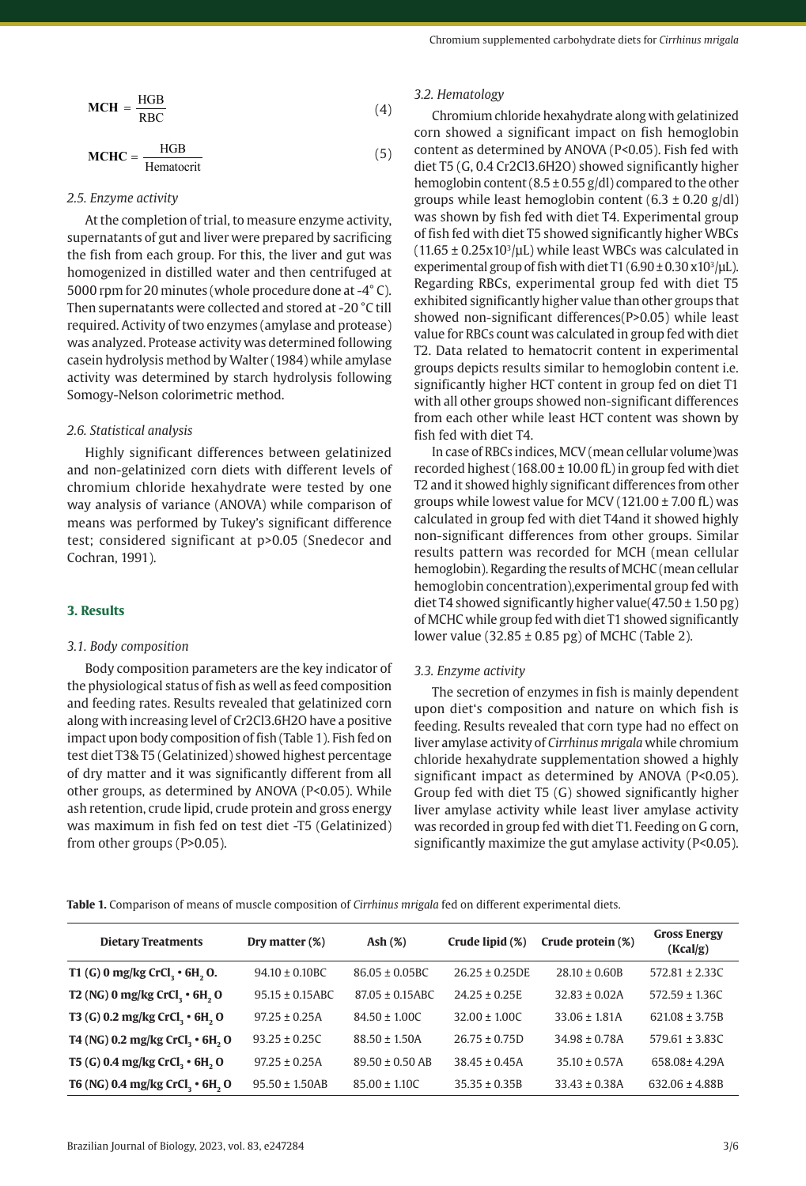$$\mathbf{MCH} = \frac{\text{HGB}}{\text{RBC}} \tag{4}$$

$$\mathbf{MCHC} = \frac{\text{HGB}}{\text{Hematocrit}} \tag{5}$$

### 2.5. Enzyme activity

At the completion of trial, to measure enzyme activity, supernatants of gut and liver were prepared by sacrificing the fish from each group. For this, the liver and gut was homogenized in distilled water and then centrifuged at 5000 rpm for 20 minutes (whole procedure done at -4° C). Then supernatants were collected and stored at -20 °C till required. Activity of two enzymes (amylase and protease) was analyzed. Protease activity was determined following casein hydrolysis method by Walter (1984) while amylase activity was determined by starch hydrolysis following Somogy-Nelson colorimetric method.

### 2.6. Statistical analysis

Highly significant differences between gelatinized and non-gelatinized corn diets with different levels of chromium chloride hexahydrate were tested by one way analysis of variance (ANOVA) while comparison of means was performed by Tukey's significant difference test; considered significant at p>0.05 (Snedecor and Cochran, 1991).

## 3. Results

### 3.1. Body composition

Body composition parameters are the key indicator of the physiological status of fish as well as feed composition and feeding rates. Results revealed that gelatinized corn along with increasing level of Cr2Cl3.6H2O have a positive impact upon body composition of fish (Table 1). Fish fed on test diet T3& T5 (Gelatinized) showed highest percentage of dry matter and it was significantly different from all other groups, as determined by ANOVA (P<0.05). While ash retention, crude lipid, crude protein and gross energy was maximum in fish fed on test diet -T5 (Gelatinized) from other groups (P>0.05).

### 3.2. Hematology

Chromium chloride hexahydrate along with gelatinized corn showed a significant impact on fish hemoglobin content as determined by ANOVA (P<0.05). Fish fed with diet T5 (G, 0.4 Cr2Cl3.6H2O) showed significantly higher hemoglobin content (8.5 ± 0.55 g/dl) compared to the other groups while least hemoglobin content (6.3 ± 0.20 g/dl) was shown by fish fed with diet T4. Experimental group of fish fed with diet T5 showed significantly higher WBCs (11.65 ± 0.25x10$^3$/µL) while least WBCs was calculated in experimental group of fish with diet T1 (6.90 ± 0.30 x10$^3$/µL). Regarding RBCs, experimental group fed with diet T5 exhibited significantly higher value than other groups that showed non-significant differences(P>0.05) while least value for RBCs count was calculated in group fed with diet T2. Data related to hematocrit content in experimental groups depicts results similar to hemoglobin content i.e. significantly higher HCT content in group fed on diet T1 with all other groups showed non-significant differences from each other while least HCT content was shown by fish fed with diet T4.

In case of RBCs indices, MCV (mean cellular volume)was recorded highest (168.00 ± 10.00 fL) in group fed with diet T2 and it showed highly significant differences from other groups while lowest value for MCV (121.00 ± 7.00 fL) was calculated in group fed with diet T4and it showed highly non-significant differences from other groups. Similar results pattern was recorded for MCH (mean cellular hemoglobin). Regarding the results of MCHC (mean cellular hemoglobin concentration),experimental group fed with diet T4 showed significantly higher value(47.50 ± 1.50 pg) of MCHC while group fed with diet T1 showed significantly lower value (32.85 ± 0.85 pg) of MCHC (Table 2).

### 3.3. Enzyme activity

The secretion of enzymes in fish is mainly dependent upon diet's composition and nature on which fish is feeding. Results revealed that corn type had no effect on liver amylase activity of *Cirrhinus mrigala* while chromium chloride hexahydrate supplementation showed a highly significant impact as determined by ANOVA (P<0.05). Group fed with diet T5 (G) showed significantly higher liver amylase activity while least liver amylase activity was recorded in group fed with diet T1. Feeding on G corn, significantly maximize the gut amylase activity (P<0.05).

**Table 1.** Comparison of means of muscle composition of *Cirrhinus mrigala* fed on different experimental diets.

| Dietary Treatments | Dry matter (%) | Ash (%) | Crude lipid (%) | Crude protein (%) | Gross Energy (Kcal/g) |
|---|---|---|---|---|---|
| **T1 (G) 0 mg/kg $CrCl_3 \cdot 6H_2O$.** | 94.10 ± 0.10BC | 86.05 ± 0.05BC | 26.25 ± 0.25DE | 28.10 ± 0.60B | 572.81 ± 2.33C |
| **T2 (NG) 0 mg/kg $CrCl_3 \cdot 6H_2O$** | 95.15 ± 0.15ABC | 87.05 ± 0.15ABC | 24.25 ± 0.25E | 32.83 ± 0.02A | 572.59 ± 1.36C |
| **T3 (G) 0.2 mg/kg $CrCl_3 \cdot 6H_2O$** | 97.25 ± 0.25A | 84.50 ± 1.00C | 32.00 ± 1.00C | 33.06 ± 1.81A | 621.08 ± 3.75B |
| **T4 (NG) 0.2 mg/kg $CrCl_3 \cdot 6H_2O$** | 93.25 ± 0.25C | 88.50 ± 1.50A | 26.75 ± 0.75D | 34.98 ± 0.78A | 579.61 ± 3.83C |
| **T5 (G) 0.4 mg/kg $CrCl_3 \cdot 6H_2O$** | 97.25 ± 0.25A | 89.50 ± 0.50 AB | 38.45 ± 0.45A | 35.10 ± 0.57A | 658.08± 4.29A |
| **T6 (NG) 0.4 mg/kg $CrCl_3 \cdot 6H_2O$** | 95.50 ± 1.50AB | 85.00 ± 1.10C | 35.35 ± 0.35B | 33.43 ± 0.38A | 632.06 ± 4.88B |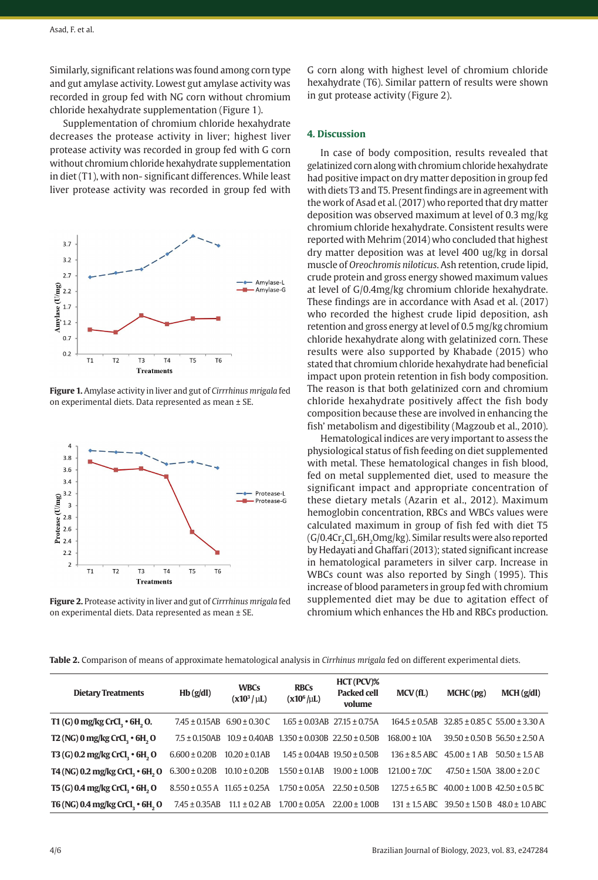Similarly, significant relations was found among corn type and gut amylase activity. Lowest gut amylase activity was recorded in group fed with NG corn without chromium chloride hexahydrate supplementation (Figure 1).

Supplementation of chromium chloride hexahydrate decreases the protease activity in liver; highest liver protease activity was recorded in group fed with G corn without chromium chloride hexahydrate supplementation in diet (T1), with non- significant differences. While least liver protease activity was recorded in group fed with G corn along with highest level of chromium chloride hexahydrate (T6). Similar pattern of results were shown in gut protease activity (Figure 2).

**Figure 1.** Amylase activity in liver and gut of *Cirrrhinus mrigala* fed on experimental diets. Data represented as mean ± SE.

**Figure 2.** Protease activity in liver and gut of *Cirrrhinus mrigala* fed on experimental diets. Data represented as mean ± SE.

## 4. Discussion

In case of body composition, results revealed that gelatinized corn along with chromium chloride hexahydrate had positive impact on dry matter deposition in group fed with diets T3 and T5. Present findings are in agreement with the work of Asad et al. (2017) who reported that dry matter deposition was observed maximum at level of 0.3 mg/kg chromium chloride hexahydrate. Consistent results were reported with Mehrim (2014) who concluded that highest dry matter deposition was at level 400 ug/kg in dorsal muscle of *Oreochromis niloticus*. Ash retention, crude lipid, crude protein and gross energy showed maximum values at level of G/0.4mg/kg chromium chloride hexahydrate. These findings are in accordance with Asad et al. (2017) who recorded the highest crude lipid deposition, ash retention and gross energy at level of 0.5 mg/kg chromium chloride hexahydrate along with gelatinized corn. These results were also supported by Khabade (2015) who stated that chromium chloride hexahydrate had beneficial impact upon protein retention in fish body composition. The reason is that both gelatinized corn and chromium chloride hexahydrate positively affect the fish body composition because these are involved in enhancing the fish' metabolism and digestibility (Magzoub et al., 2010).

Hematological indices are very important to assess the physiological status of fish feeding on diet supplemented with metal. These hematological changes in fish blood, fed on metal supplemented diet, used to measure the significant impact and appropriate concentration of these dietary metals (Azarin et al., 2012). Maximum hemoglobin concentration, RBCs and WBCs values were calculated maximum in group of fish fed with diet T5 (G/0.4$Cr_2Cl_3.6H_2O$mg/kg). Similar results were also reported by Hedayati and Ghaffari (2013); stated significant increase in hematological parameters in silver carp. Increase in WBCs count was also reported by Singh (1995). This increase of blood parameters in group fed with chromium supplemented diet may be due to agitation effect of chromium which enhances the Hb and RBCs production.

**Table 2.** Comparison of means of approximate hematological analysis in *Cirrhinus mrigala* fed on different experimental diets.

| Dietary Treatments | Hb (g/dl) | WBCs ($x10^3/\mu L$) | RBCs ($x10^6/\mu L$) | HCT (PCV)% Packed cell volume | MCV (fL) | MCHC (pg) | MCH (g/dl) |
|---|---|---|---|---|---|---|---|
| T1 (G) 0 mg/kg $CrCl_3 \cdot 6H_2O$. | 7.45 ± 0.15AB | 6.90 ± 0.30 C | 1.65 ± 0.03AB | 27.15 ± 0.75A | 164.5 ± 0.5AB | 32.85 ± 0.85 C | 55.00 ± 3.30 A |
| T2 (NG) 0 mg/kg $CrCl_3 \cdot 6H_2O$ | 7.5 ± 0.150AB | 10.9 ± 0.40AB | 1.350 ± 0.030B | 22.50 ± 0.50B | 168.00 ± 10A | 39.50 ± 0.50 B | 56.50 ± 2.50 A |
| T3 (G) 0.2 mg/kg $CrCl_3 \cdot 6H_2O$ | 6.600 ± 0.20B | 10.20 ± 0.1AB | 1.45 ± 0.04AB | 19.50 ± 0.50B | 136 ± 8.5 ABC | 45.00 ± 1 AB | 50.50 ± 1.5 AB |
| T4 (NG) 0.2 mg/kg $CrCl_3 \cdot 6H_2O$ | 6.300 ± 0.20B | 10.10 ± 0.20B | 1.550 ± 0.1AB | 19.00 ± 1.00B | 121.00 ± 7.0C | 47.50 ± 1.50A | 38.00 ± 2.0 C |
| T5 (G) 0.4 mg/kg $CrCl_3 \cdot 6H_2O$ | 8.550 ± 0.55 A | 11.65 ± 0.25A | 1.750 ± 0.05A | 22.50 ± 0.50B | 127.5 ± 6.5 BC | 40.00 ± 1.00 B | 42.50 ± 0.5 BC |
| T6 (NG) 0.4 mg/kg $CrCl_3 \cdot 6H_2O$ | 7.45 ± 0.35AB | 11.1 ± 0.2 AB | 1.700 ± 0.05A | 22.00 ± 1.00B | 131 ± 1.5 ABC | 39.50 ± 1.50 B | 48.0 ± 1.0 ABC |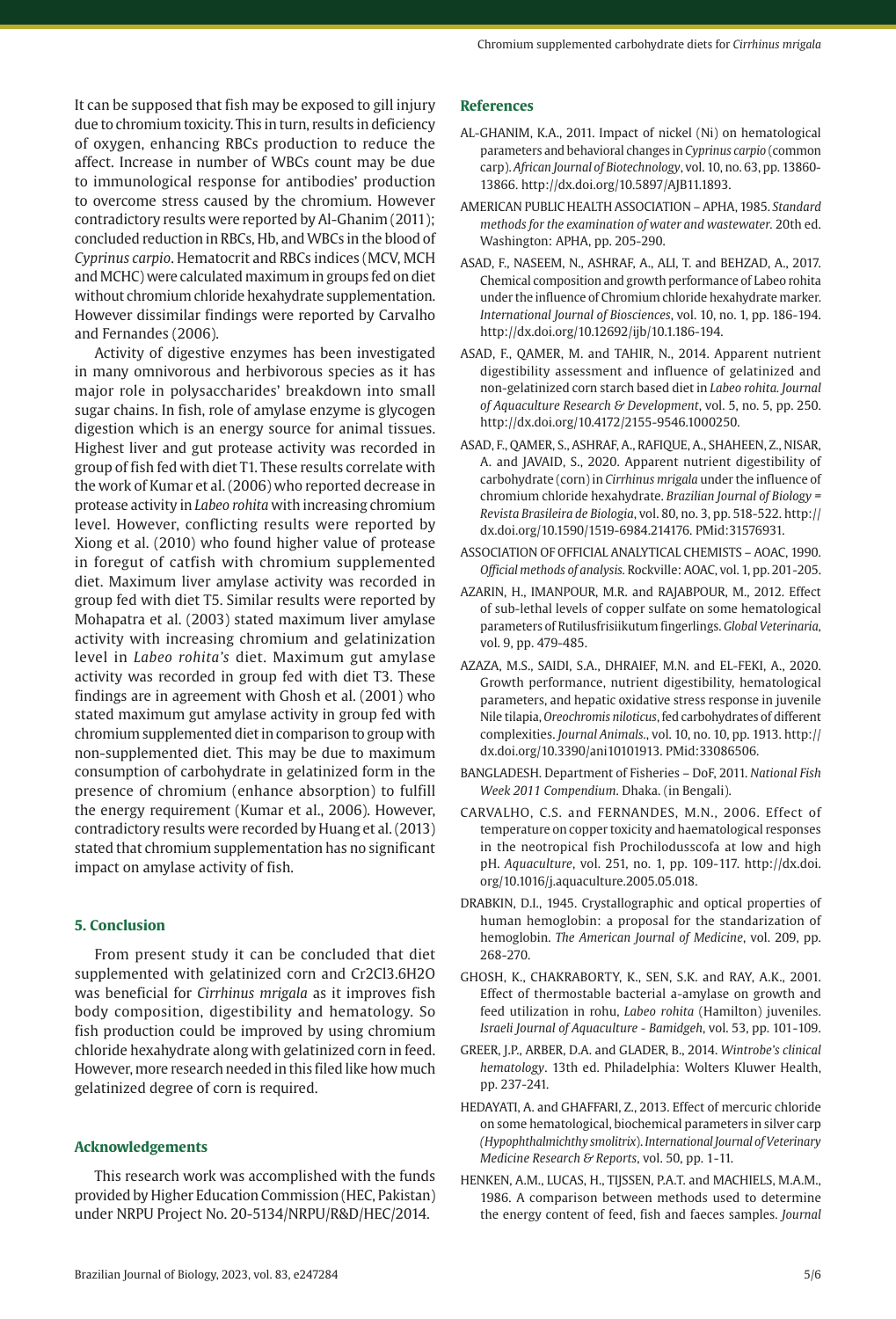It can be supposed that fish may be exposed to gill injury due to chromium toxicity. This in turn, results in deficiency of oxygen, enhancing RBCs production to reduce the affect. Increase in number of WBCs count may be due to immunological response for antibodies' production to overcome stress caused by the chromium. However contradictory results were reported by Al-Ghanim (2011); concluded reduction in RBCs, Hb, and WBCs in the blood of *Cyprinus carpio*. Hematocrit and RBCs indices (MCV, MCH and MCHC) were calculated maximum in groups fed on diet without chromium chloride hexahydrate supplementation. However dissimilar findings were reported by Carvalho and Fernandes (2006).

Activity of digestive enzymes has been investigated in many omnivorous and herbivorous species as it has major role in polysaccharides' breakdown into small sugar chains. In fish, role of amylase enzyme is glycogen digestion which is an energy source for animal tissues. Highest liver and gut protease activity was recorded in group of fish fed with diet T1. These results correlate with the work of Kumar et al. (2006) who reported decrease in protease activity in *Labeo rohita* with increasing chromium level. However, conflicting results were reported by Xiong et al. (2010) who found higher value of protease in foregut of catfish with chromium supplemented diet. Maximum liver amylase activity was recorded in group fed with diet T5. Similar results were reported by Mohapatra et al. (2003) stated maximum liver amylase activity with increasing chromium and gelatinization level in *Labeo rohita's* diet. Maximum gut amylase activity was recorded in group fed with diet T3. These findings are in agreement with Ghosh et al. (2001) who stated maximum gut amylase activity in group fed with chromium supplemented diet in comparison to group with non-supplemented diet. This may be due to maximum consumption of carbohydrate in gelatinized form in the presence of chromium (enhance absorption) to fulfill the energy requirement (Kumar et al., 2006). However, contradictory results were recorded by Huang et al. (2013) stated that chromium supplementation has no significant impact on amylase activity of fish.

## 5. Conclusion

From present study it can be concluded that diet supplemented with gelatinized corn and $Cr_2Cl_3.6H_2O$ was beneficial for *Cirrhinus mrigala* as it improves fish body composition, digestibility and hematology. So fish production could be improved by using chromium chloride hexahydrate along with gelatinized corn in feed. However, more research needed in this filed like how much gelatinized degree of corn is required.

## Acknowledgements

This research work was accomplished with the funds provided by Higher Education Commission (HEC, Pakistan) under NRPU Project No. 20-5134/NRPU/R&D/HEC/2014.

## References

AL-GHANIM, K.A., 2011. Impact of nickel (Ni) on hematological parameters and behavioral changes in *Cyprinus carpio* (common carp). *African Journal of Biotechnology*, vol. 10, no. 63, pp. 13860-13866. http://dx.doi.org/10.5897/AJB11.1893.

AMERICAN PUBLIC HEALTH ASSOCIATION – APHA, 1985. *Standard methods for the examination of water and wastewater.* 20th ed. Washington: APHA, pp. 205-290.

ASAD, F., NASEEM, N., ASHRAF, A., ALI, T. and BEHZAD, A., 2017. Chemical composition and growth performance of Labeo rohita under the influence of Chromium chloride hexahydrate marker. *International Journal of Biosciences*, vol. 10, no. 1, pp. 186-194. http://dx.doi.org/10.12692/ijb/10.1.186-194.

ASAD, F., QAMER, M. and TAHIR, N., 2014. Apparent nutrient digestibility assessment and influence of gelatinized and non-gelatinized corn starch based diet in *Labeo rohita*. *Journal of Aquaculture Research & Development*, vol. 5, no. 5, pp. 250. http://dx.doi.org/10.4172/2155-9546.1000250.

ASAD, F., QAMER, S., ASHRAF, A., RAFIQUE, A., SHAHEEN, Z., NISAR, A. and JAVAID, S., 2020. Apparent nutrient digestibility of carbohydrate (corn) in *Cirrhinus mrigala* under the influence of chromium chloride hexahydrate. *Brazilian Journal of Biology = Revista Brasileira de Biologia*, vol. 80, no. 3, pp. 518-522. http://dx.doi.org/10.1590/1519-6984.214176. PMid:31576931.

ASSOCIATION OF OFFICIAL ANALYTICAL CHEMISTS – AOAC, 1990. *Official methods of analysis.* Rockville: AOAC, vol. 1, pp. 201-205.

AZARIN, H., IMANPOUR, M.R. and RAJABPOUR, M., 2012. Effect of sub-lethal levels of copper sulfate on some hematological parameters of Rutilusfrisiikutum fingerlings. *Global Veterinaria*, vol. 9, pp. 479-485.

AZAZA, M.S., SAIDI, S.A., DHRAIEF, M.N. and EL-FEKI, A., 2020. Growth performance, nutrient digestibility, hematological parameters, and hepatic oxidative stress response in juvenile Nile tilapia, *Oreochromis niloticus*, fed carbohydrates of different complexities. *Journal Animals.*, vol. 10, no. 10, pp. 1913. http://dx.doi.org/10.3390/ani10101913. PMid:33086506.

BANGLADESH. Department of Fisheries – DoF, 2011. *National Fish Week 2011 Compendium*. Dhaka. (in Bengali).

CARVALHO, C.S. and FERNANDES, M.N., 2006. Effect of temperature on copper toxicity and haematological responses in the neotropical fish Prochilodusscofa at low and high pH. *Aquaculture*, vol. 251, no. 1, pp. 109-117. http://dx.doi.org/10.1016/j.aquaculture.2005.05.018.

DRABKIN, D.I., 1945. Crystallographic and optical properties of human hemoglobin: a proposal for the standarization of hemoglobin. *The American Journal of Medicine*, vol. 209, pp. 268-270.

GHOSH, K., CHAKRABORTY, K., SEN, S.K. and RAY, A.K., 2001. Effect of thermostable bacterial a-amylase on growth and feed utilization in rohu, *Labeo rohita* (Hamilton) juveniles. *Israeli Journal of Aquaculture - Bamidgeh*, vol. 53, pp. 101-109.

GREER, J.P., ARBER, D.A. and GLADER, B., 2014. *Wintrobe's clinical hematology*. 13th ed. Philadelphia: Wolters Kluwer Health, pp. 237-241.

HEDAYATI, A. and GHAFFARI, Z., 2013. Effect of mercuric chloride on some hematological, biochemical parameters in silver carp *(Hypophthalmichthy smolitrix*). *International Journal of Veterinary Medicine Research & Reports*, vol. 50, pp. 1-11.

HENKEN, A.M., LUCAS, H., TIJSSEN, P.A.T. and MACHIELS, M.A.M., 1986. A comparison between methods used to determine the energy content of feed, fish and faeces samples. *Journal*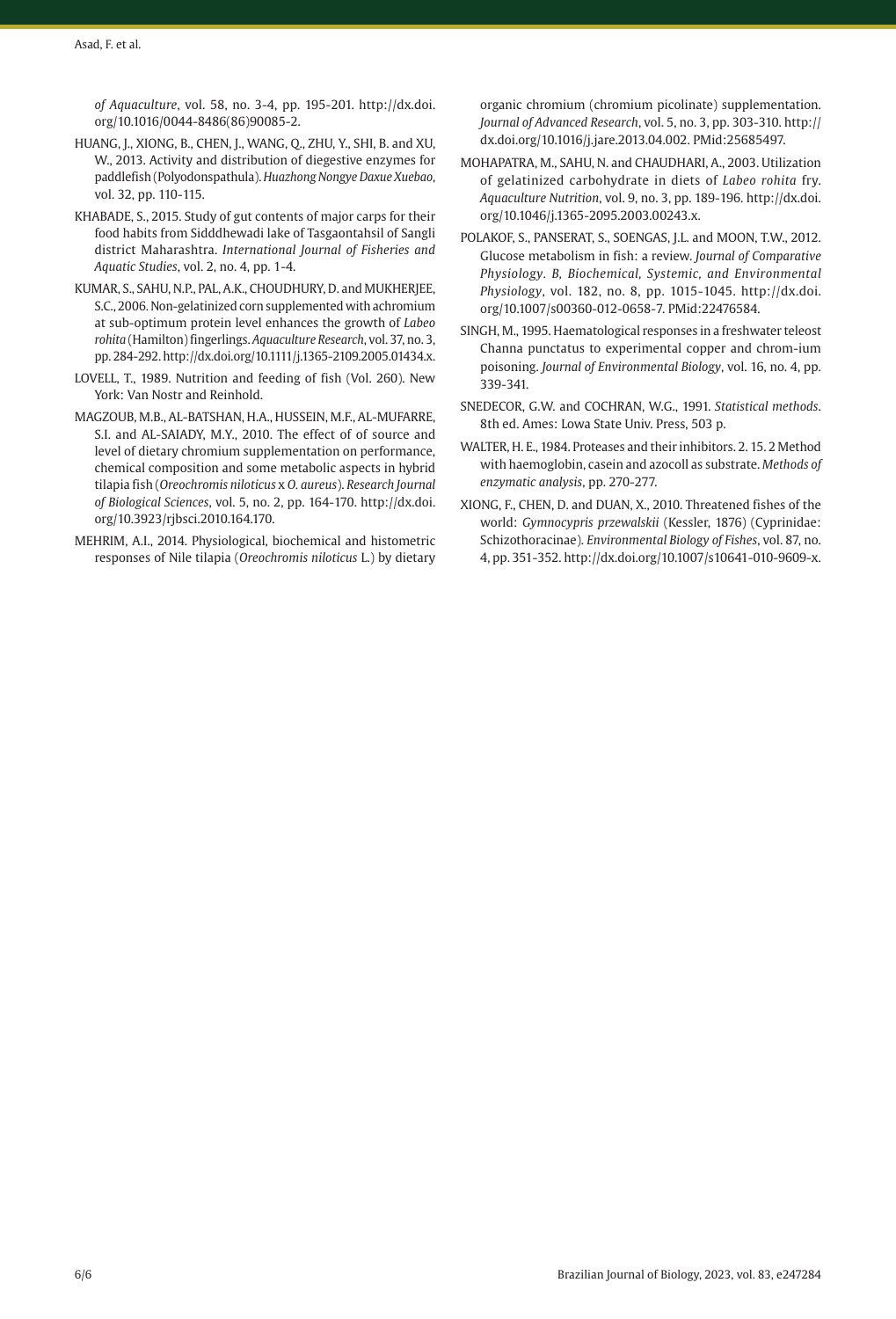*of Aquaculture*, vol. 58, no. 3-4, pp. 195-201. http://dx.doi.org/10.1016/0044-8486(86)90085-2.

HUANG, J., XIONG, B., CHEN, J., WANG, Q., ZHU, Y., SHI, B. and XU, W., 2013. Activity and distribution of diegestive enzymes for paddlefish (Polyodonspathula). *Huazhong Nongye Daxue Xuebao*, vol. 32, pp. 110-115.

KHABADE, S., 2015. Study of gut contents of major carps for their food habits from Sidddhewadi lake of Tasgaontahsil of Sangli district Maharashtra. *International Journal of Fisheries and Aquatic Studies*, vol. 2, no. 4, pp. 1-4.

KUMAR, S., SAHU, N.P., PAL, A.K., CHOUDHURY, D. and MUKHERJEE, S.C., 2006. Non-gelatinized corn supplemented with achromium at sub-optimum protein level enhances the growth of *Labeo rohita* (Hamilton) fingerlings. *Aquaculture Research*, vol. 37, no. 3, pp. 284-292. http://dx.doi.org/10.1111/j.1365-2109.2005.01434.x.

LOVELL, T., 1989. Nutrition and feeding of fish (Vol. 260). New York: Van Nostr and Reinhold.

MAGZOUB, M.B., AL-BATSHAN, H.A., HUSSEIN, M.F., AL-MUFARRE, S.I. and AL-SAIADY, M.Y., 2010. The effect of of source and level of dietary chromium supplementation on performance, chemical composition and some metabolic aspects in hybrid tilapia fish (*Oreochromis niloticus* x *O. aureus*). *Research Journal of Biological Sciences*, vol. 5, no. 2, pp. 164-170. http://dx.doi.org/10.3923/rjbsci.2010.164.170.

MEHRIM, A.I., 2014. Physiological, biochemical and histometric responses of Nile tilapia (*Oreochromis niloticus* L.) by dietary organic chromium (chromium picolinate) supplementation. *Journal of Advanced Research*, vol. 5, no. 3, pp. 303-310. http://dx.doi.org/10.1016/j.jare.2013.04.002. PMid:25685497.

MOHAPATRA, M., SAHU, N. and CHAUDHARI, A., 2003. Utilization of gelatinized carbohydrate in diets of *Labeo rohita* fry. *Aquaculture Nutrition*, vol. 9, no. 3, pp. 189-196. http://dx.doi.org/10.1046/j.1365-2095.2003.00243.x.

POLAKOF, S., PANSERAT, S., SOENGAS, J.L. and MOON, T.W., 2012. Glucose metabolism in fish: a review. *Journal of Comparative Physiology. B, Biochemical, Systemic, and Environmental Physiology*, vol. 182, no. 8, pp. 1015-1045. http://dx.doi.org/10.1007/s00360-012-0658-7. PMid:22476584.

SINGH, M., 1995. Haematological responses in a freshwater teleost Channa punctatus to experimental copper and chrom-ium poisoning. *Journal of Environmental Biology*, vol. 16, no. 4, pp. 339-341.

SNEDECOR, G.W. and COCHRAN, W.G., 1991. *Statistical methods*. 8th ed. Ames: Lowa State Univ. Press, 503 p.

WALTER, H. E., 1984. Proteases and their inhibitors. 2. 15. 2 Method with haemoglobin, casein and azocoll as substrate. *Methods of enzymatic analysis*, pp. 270-277.

XIONG, F., CHEN, D. and DUAN, X., 2010. Threatened fishes of the world: *Gymnocypris przewalskii* (Kessler, 1876) (Cyprinidae: Schizothoracinae). *Environmental Biology of Fishes*, vol. 87, no. 4, pp. 351-352. http://dx.doi.org/10.1007/s10641-010-9609-x.